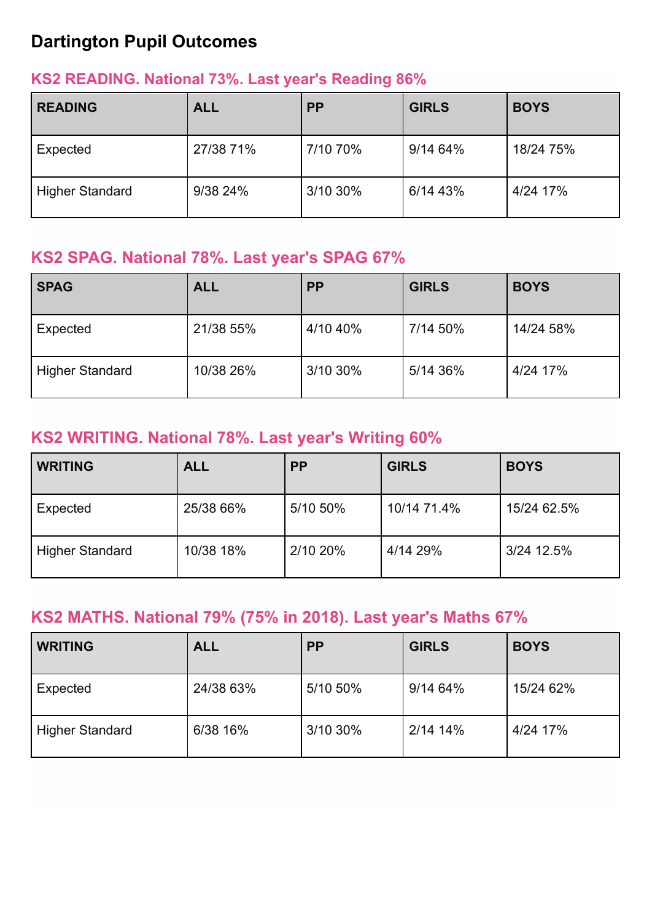# Dartington Pupil Outcomes

## KS2 READING. National 73%. Last year's Reading 86%

| READING | ALL | PP | GIRLS | BOYS |
| --- | --- | --- | --- | --- |
| Expected | 27/38 71% | 7/10 70% | 9/14 64% | 18/24 75% |
| Higher Standard | 9/38 24% | 3/10 30% | 6/14 43% | 4/24 17% |

## KS2 SPAG. National 78%. Last year's SPAG 67%

| SPAG | ALL | PP | GIRLS | BOYS |
| --- | --- | --- | --- | --- |
| Expected | 21/38 55% | 4/10 40% | 7/14 50% | 14/24 58% |
| Higher Standard | 10/38 26% | 3/10 30% | 5/14 36% | 4/24 17% |

## KS2 WRITING. National 78%. Last year's Writing 60%

| WRITING | ALL | PP | GIRLS | BOYS |
| --- | --- | --- | --- | --- |
| Expected | 25/38 66% | 5/10 50% | 10/14 71.4% | 15/24 62.5% |
| Higher Standard | 10/38 18% | 2/10 20% | 4/14 29% | 3/24 12.5% |

## KS2 MATHS. National 79% (75% in 2018). Last year's Maths 67%

| WRITING | ALL | PP | GIRLS | BOYS |
| --- | --- | --- | --- | --- |
| Expected | 24/38 63% | 5/10 50% | 9/14 64% | 15/24 62% |
| Higher Standard | 6/38 16% | 3/10 30% | 2/14 14% | 4/24 17% |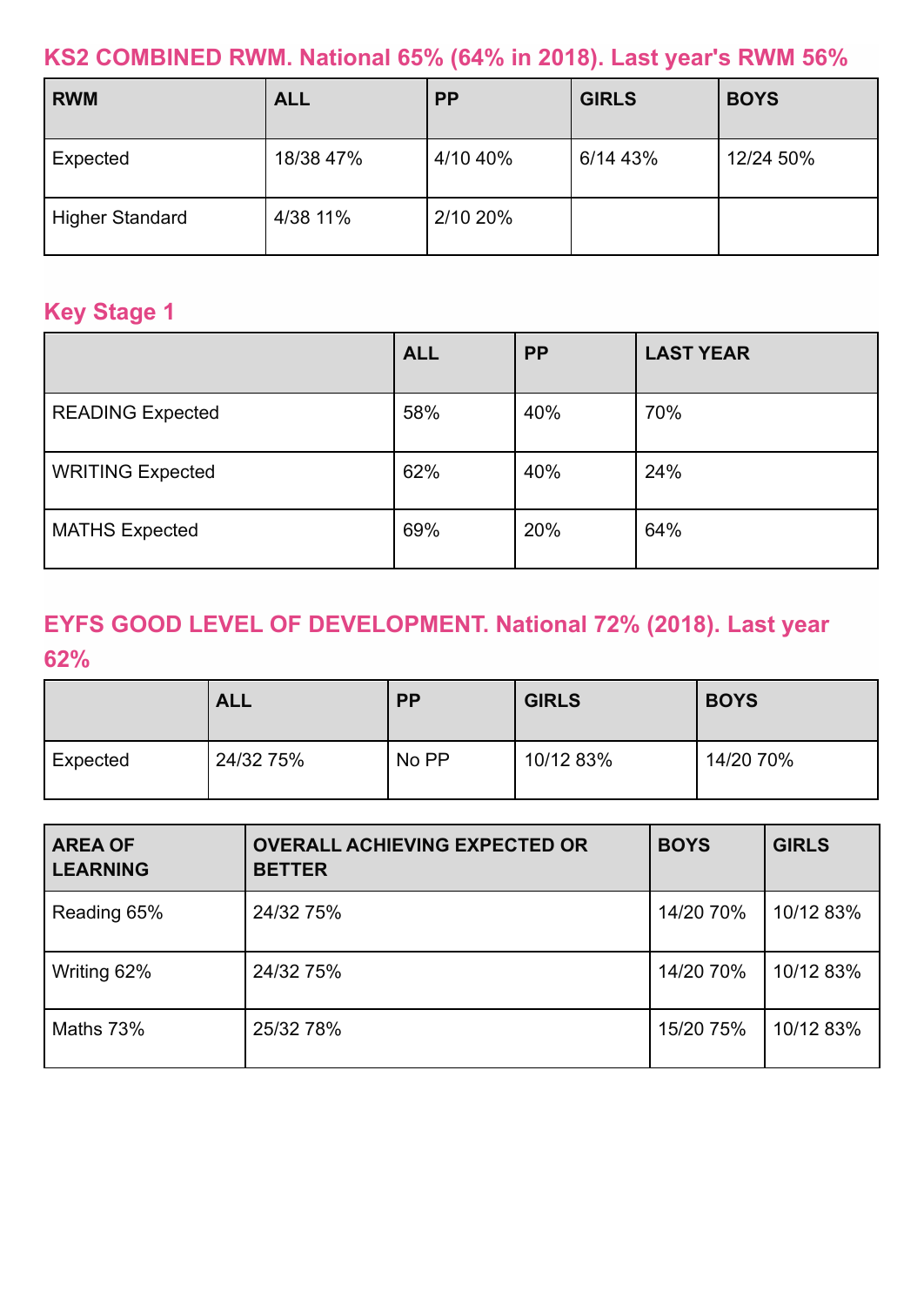## KS2 COMBINED RWM. National 65% (64% in 2018). Last year's RWM 56%

| RWM | ALL | PP | GIRLS | BOYS |
|---|---|---|---|---|
| Expected | 18/38 47% | 4/10 40% | 6/14 43% | 12/24 50% |
| Higher Standard | 4/38 11% | 2/10 20% | | |

## Key Stage 1

| | ALL | PP | LAST YEAR |
|---|---|---|---|
| READING Expected | 58% | 40% | 70% |
| WRITING Expected | 62% | 40% | 24% |
| MATHS Expected | 69% | 20% | 64% |

## EYFS GOOD LEVEL OF DEVELOPMENT. National 72% (2018). Last year 62%

| | ALL | PP | GIRLS | BOYS |
|---|---|---|---|---|
| Expected | 24/32 75% | No PP | 10/12 83% | 14/20 70% |

| AREA OF LEARNING | OVERALL ACHIEVING EXPECTED OR BETTER | BOYS | GIRLS |
|---|---|---|---|
| Reading 65% | 24/32 75% | 14/20 70% | 10/12 83% |
| Writing 62% | 24/32 75% | 14/20 70% | 10/12 83% |
| Maths 73% | 25/32 78% | 15/20 75% | 10/12 83% |